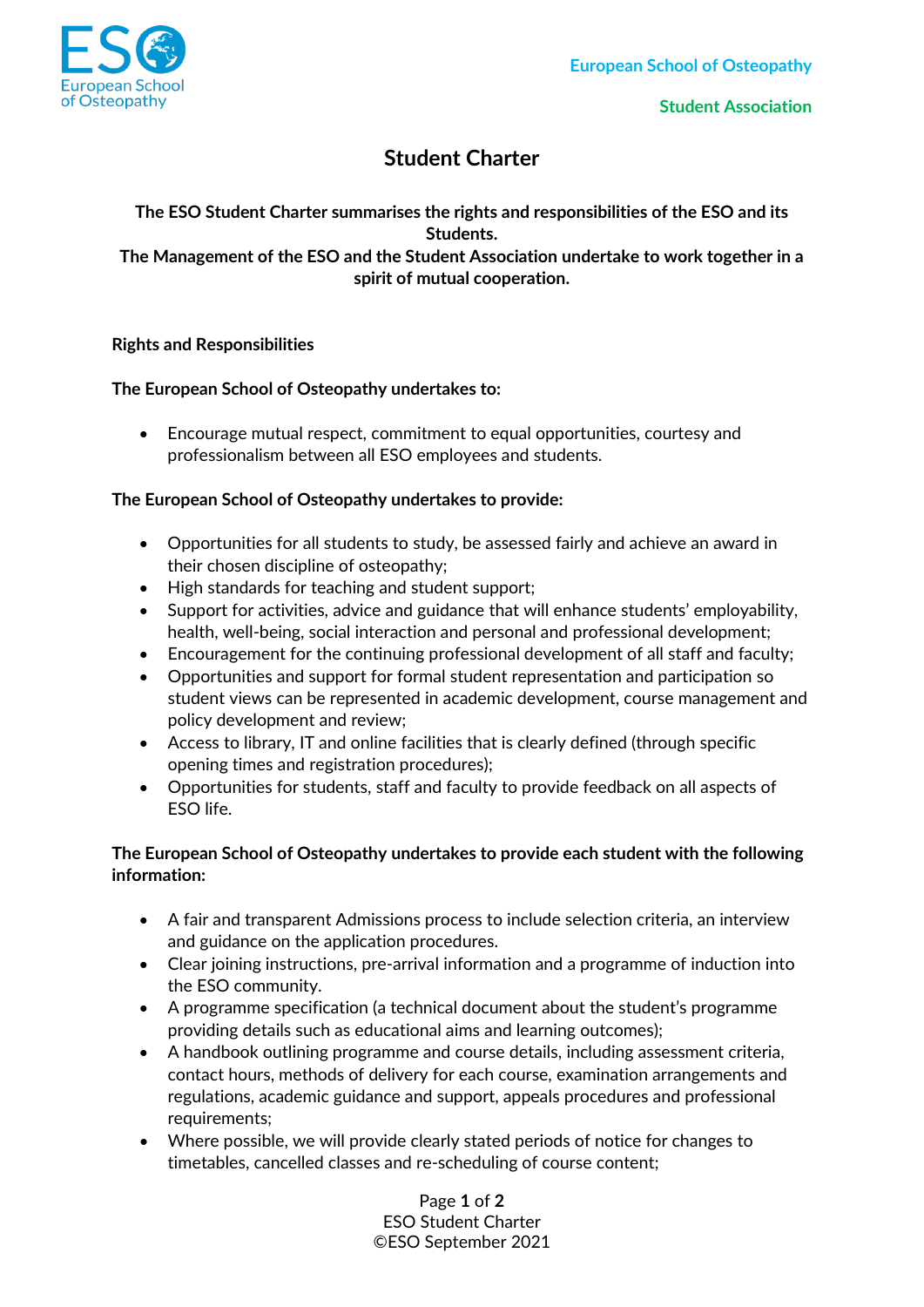European School of Osteopathy

Student Association

# Student Charter

**The ESO Student Charter summarises the rights and responsibilities of the ESO and its Students.**
**The Management of the ESO and the Student Association undertake to work together in a spirit of mutual cooperation.**

**Rights and Responsibilities**

**The European School of Osteopathy undertakes to:**

- Encourage mutual respect, commitment to equal opportunities, courtesy and professionalism between all ESO employees and students.

**The European School of Osteopathy undertakes to provide:**

- Opportunities for all students to study, be assessed fairly and achieve an award in their chosen discipline of osteopathy;
- High standards for teaching and student support;
- Support for activities, advice and guidance that will enhance students' employability, health, well-being, social interaction and personal and professional development;
- Encouragement for the continuing professional development of all staff and faculty;
- Opportunities and support for formal student representation and participation so student views can be represented in academic development, course management and policy development and review;
- Access to library, IT and online facilities that is clearly defined (through specific opening times and registration procedures);
- Opportunities for students, staff and faculty to provide feedback on all aspects of ESO life.

**The European School of Osteopathy undertakes to provide each student with the following information:**

- A fair and transparent Admissions process to include selection criteria, an interview and guidance on the application procedures.
- Clear joining instructions, pre-arrival information and a programme of induction into the ESO community.
- A programme specification (a technical document about the student's programme providing details such as educational aims and learning outcomes);
- A handbook outlining programme and course details, including assessment criteria, contact hours, methods of delivery for each course, examination arrangements and regulations, academic guidance and support, appeals procedures and professional requirements;
- Where possible, we will provide clearly stated periods of notice for changes to timetables, cancelled classes and re-scheduling of course content;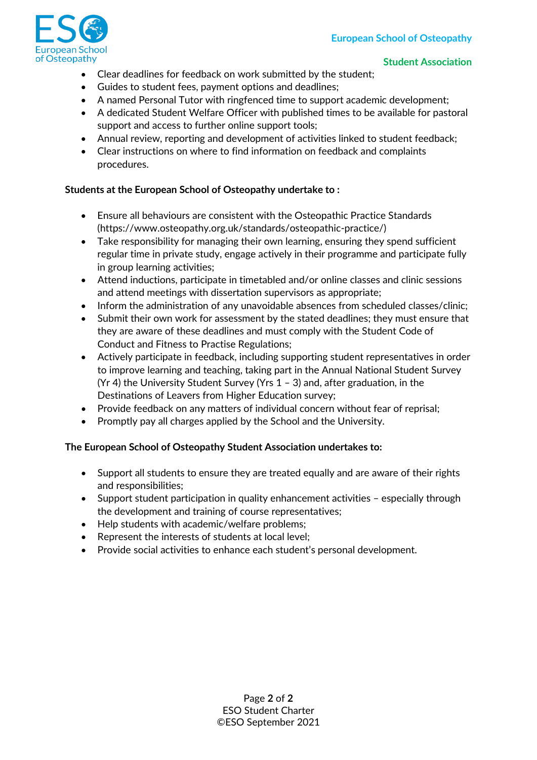- Clear deadlines for feedback on work submitted by the student;
- Guides to student fees, payment options and deadlines;
- A named Personal Tutor with ringfenced time to support academic development;
- A dedicated Student Welfare Officer with published times to be available for pastoral support and access to further online support tools;
- Annual review, reporting and development of activities linked to student feedback;
- Clear instructions on where to find information on feedback and complaints procedures.

**Students at the European School of Osteopathy undertake to :**

- Ensure all behaviours are consistent with the Osteopathic Practice Standards (https://www.osteopathy.org.uk/standards/osteopathic-practice/)
- Take responsibility for managing their own learning, ensuring they spend sufficient regular time in private study, engage actively in their programme and participate fully in group learning activities;
- Attend inductions, participate in timetabled and/or online classes and clinic sessions and attend meetings with dissertation supervisors as appropriate;
- Inform the administration of any unavoidable absences from scheduled classes/clinic;
- Submit their own work for assessment by the stated deadlines; they must ensure that they are aware of these deadlines and must comply with the Student Code of Conduct and Fitness to Practise Regulations;
- Actively participate in feedback, including supporting student representatives in order to improve learning and teaching, taking part in the Annual National Student Survey (Yr 4) the University Student Survey (Yrs 1 – 3) and, after graduation, in the Destinations of Leavers from Higher Education survey;
- Provide feedback on any matters of individual concern without fear of reprisal;
- Promptly pay all charges applied by the School and the University.

**The European School of Osteopathy Student Association undertakes to:**

- Support all students to ensure they are treated equally and are aware of their rights and responsibilities;
- Support student participation in quality enhancement activities – especially through the development and training of course representatives;
- Help students with academic/welfare problems;
- Represent the interests of students at local level;
- Provide social activities to enhance each student's personal development.